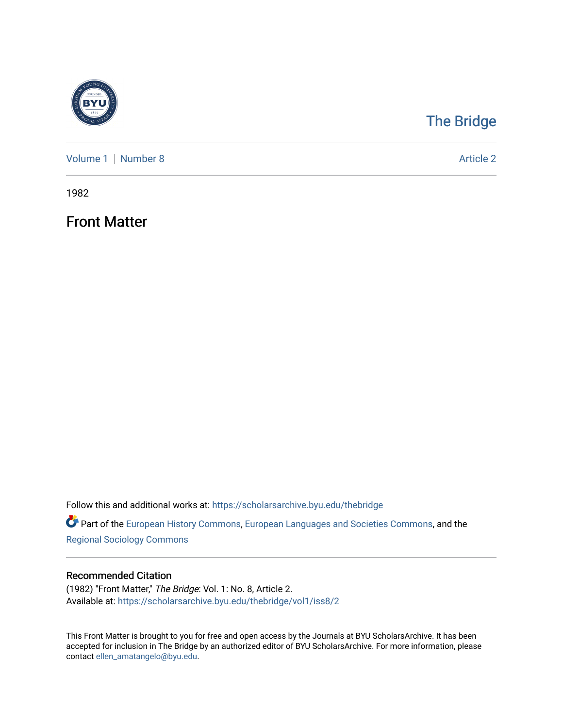# The Bridge

Volume 1 | Number 8 Article 2

1982

## Front Matter

Follow this and additional works at: https://scholarsarchive.byu.edu/thebridge

Part of the European History Commons, European Languages and Societies Commons, and the Regional Sociology Commons

### Recommended Citation

(1982) "Front Matter," *The Bridge*: Vol. 1: No. 8, Article 2.
Available at: https://scholarsarchive.byu.edu/thebridge/vol1/iss8/2

This Front Matter is brought to you for free and open access by the Journals at BYU ScholarsArchive. It has been accepted for inclusion in The Bridge by an authorized editor of BYU ScholarsArchive. For more information, please contact ellen_amatangelo@byu.edu.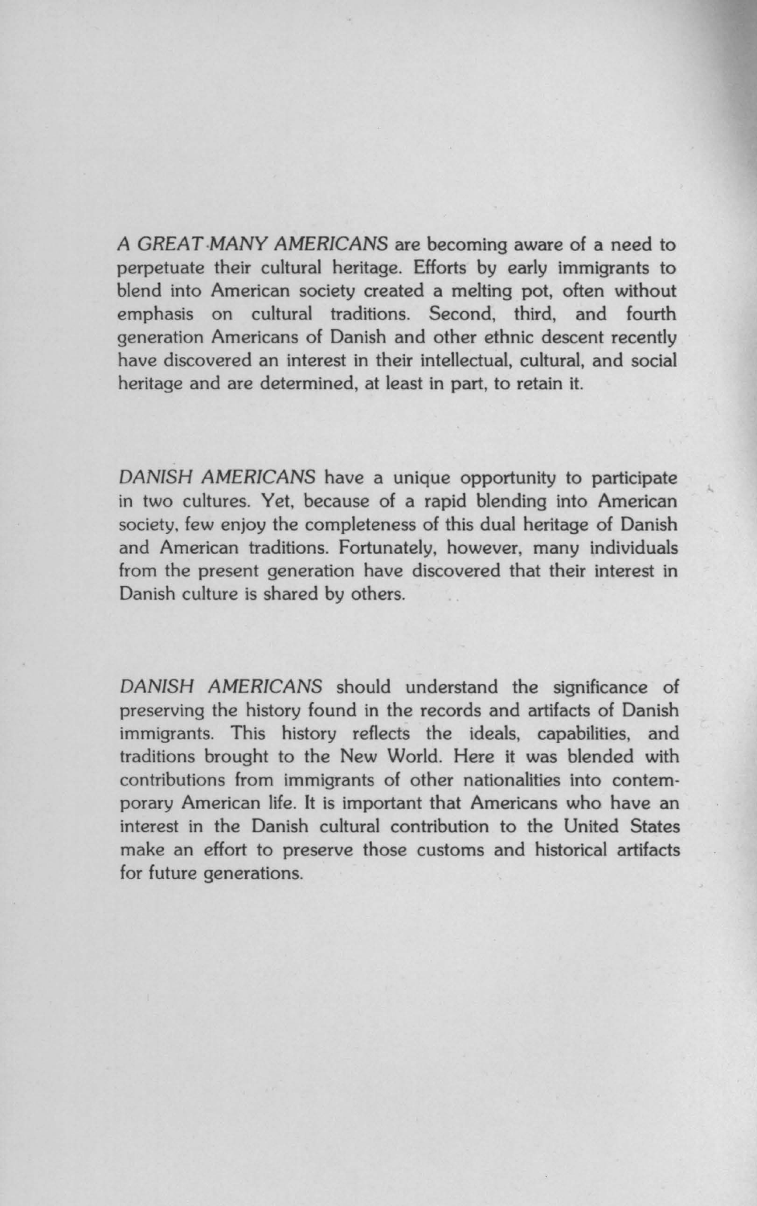*A GREAT MANY AMERICANS* are becoming aware of a need to perpetuate their cultural heritage. Efforts by early immigrants to blend into American society created a melting pot, often without emphasis on cultural traditions. Second, third, and fourth generation Americans of Danish and other ethnic descent recently have discovered an interest in their intellectual, cultural, and social heritage and are determined, at least in part, to retain it.

*DANISH AMERICANS* have a unique opportunity to participate in two cultures. Yet, because of a rapid blending into American society, few enjoy the completeness of this dual heritage of Danish and American traditions. Fortunately, however, many individuals from the present generation have discovered that their interest in Danish culture is shared by others.

*DANISH AMERICANS* should understand the significance of preserving the history found in the records and artifacts of Danish immigrants. This history reflects the ideals, capabilities, and traditions brought to the New World. Here it was blended with contributions from immigrants of other nationalities into contemporary American life. It is important that Americans who have an interest in the Danish cultural contribution to the United States make an effort to preserve those customs and historical artifacts for future generations.